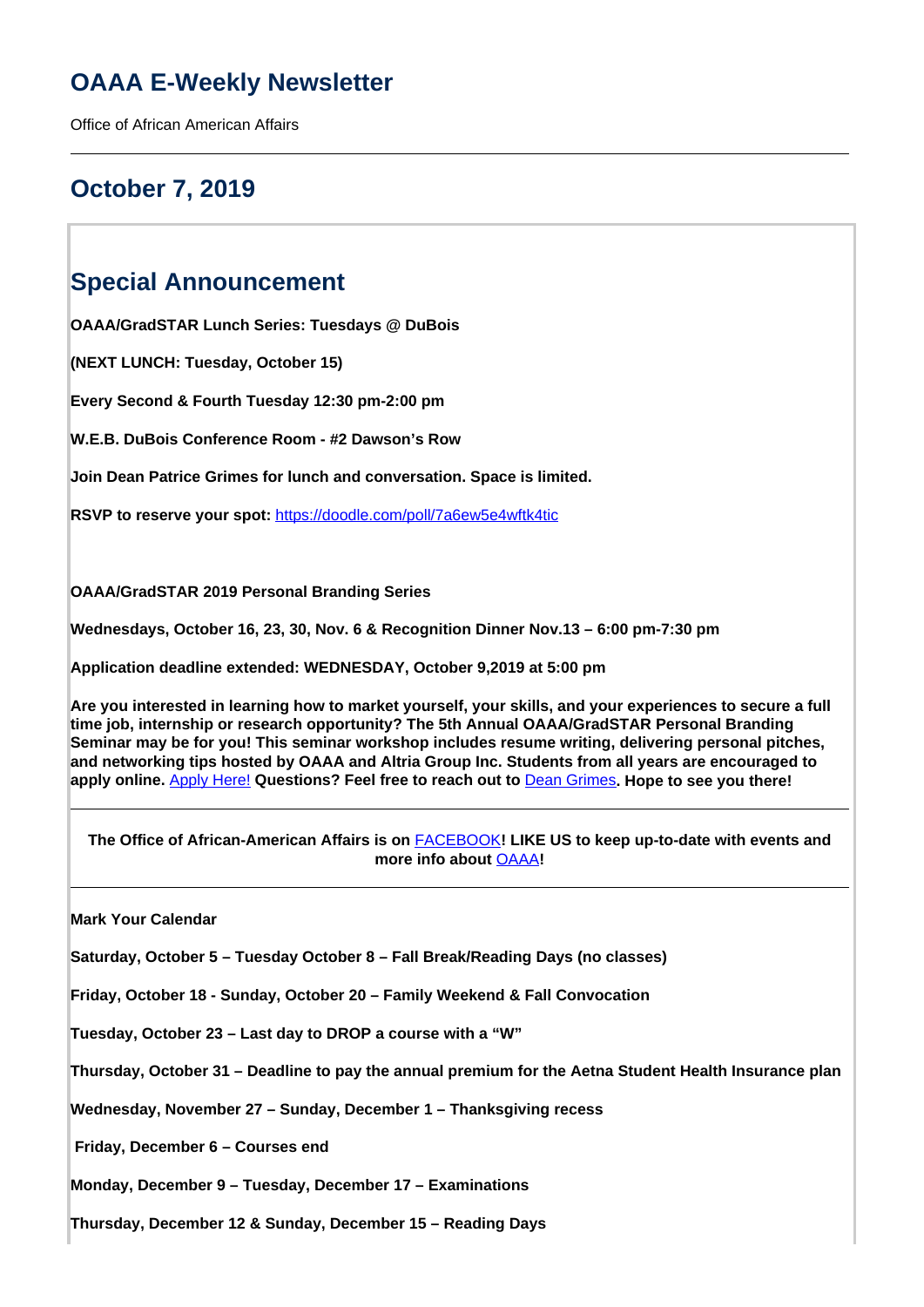# OAAA E-Weekly Newsletter

Office of African American Affairs

---

## October 7, 2019

## Special Announcement

**OAAA/GradSTAR Lunch Series: Tuesdays @ DuBois**

**(NEXT LUNCH: Tuesday, October 15)**

**Every Second & Fourth Tuesday 12:30 pm-2:00 pm**

**W.E.B. DuBois Conference Room - #2 Dawson's Row**

**Join Dean Patrice Grimes for lunch and conversation. Space is limited.**

**RSVP to reserve your spot:** https://doodle.com/poll/7a6ew5e4wftk4tic

**OAAA/GradSTAR 2019 Personal Branding Series**

**Wednesdays, October 16, 23, 30, Nov. 6 & Recognition Dinner Nov.13 – 6:00 pm-7:30 pm**

**Application deadline extended: WEDNESDAY, October 9,2019 at 5:00 pm**

**Are you interested in learning how to market yourself, your skills, and your experiences to secure a full time job, internship or research opportunity? The 5th Annual OAAA/GradSTAR Personal Branding Seminar may be for you! This seminar workshop includes resume writing, delivering personal pitches, and networking tips hosted by OAAA and Altria Group Inc. Students from all years are encouraged to apply online.** Apply Here! **Questions? Feel free to reach out to** Dean Grimes**. Hope to see you there!**

---

**The Office of African-American Affairs is on** FACEBOOK**! LIKE US to keep up-to-date with events and more info about** OAAA**!**

---

**Mark Your Calendar**

**Saturday, October 5 – Tuesday October 8 – Fall Break/Reading Days (no classes)**

**Friday, October 18 - Sunday, October 20 – Family Weekend & Fall Convocation**

**Tuesday, October 23 – Last day to DROP a course with a "W"**

**Thursday, October 31 – Deadline to pay the annual premium for the Aetna Student Health Insurance plan**

**Wednesday, November 27 – Sunday, December 1 – Thanksgiving recess**

**Friday, December 6 – Courses end**

**Monday, December 9 – Tuesday, December 17 – Examinations**

**Thursday, December 12 & Sunday, December 15 – Reading Days**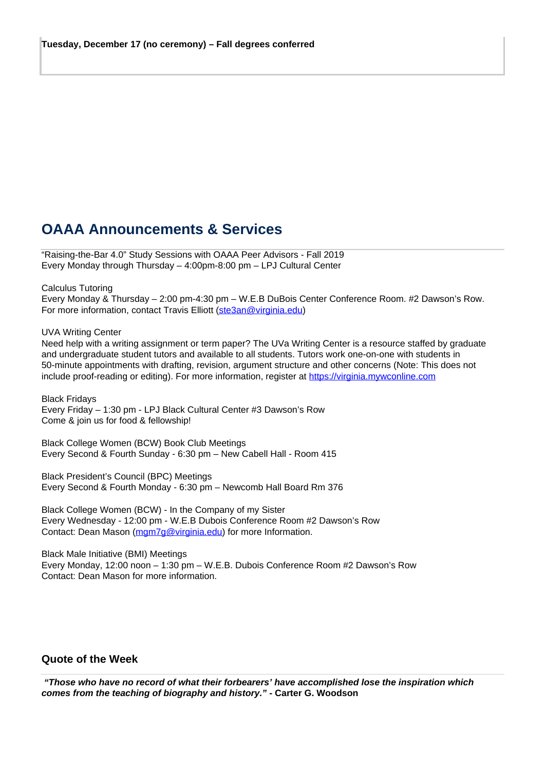**Tuesday, December 17 (no ceremony) – Fall degrees conferred**

## OAAA Announcements & Services

"Raising-the-Bar 4.0" Study Sessions with OAAA Peer Advisors - Fall 2019
Every Monday through Thursday – 4:00pm-8:00 pm – LPJ Cultural Center

Calculus Tutoring
Every Monday & Thursday – 2:00 pm-4:30 pm – W.E.B DuBois Center Conference Room. #2 Dawson's Row.
For more information, contact Travis Elliott (ste3an@virginia.edu)

UVA Writing Center
Need help with a writing assignment or term paper? The UVa Writing Center is a resource staffed by graduate and undergraduate student tutors and available to all students. Tutors work one-on-one with students in 50-minute appointments with drafting, revision, argument structure and other concerns (Note: This does not include proof-reading or editing). For more information, register at https://virginia.mywconline.com

Black Fridays
Every Friday – 1:30 pm - LPJ Black Cultural Center #3 Dawson's Row
Come & join us for food & fellowship!

Black College Women (BCW) Book Club Meetings
Every Second & Fourth Sunday - 6:30 pm – New Cabell Hall - Room 415

Black President's Council (BPC) Meetings
Every Second & Fourth Monday - 6:30 pm – Newcomb Hall Board Rm 376

Black College Women (BCW) - In the Company of my Sister
Every Wednesday - 12:00 pm - W.E.B Dubois Conference Room #2 Dawson's Row
Contact: Dean Mason (mgm7g@virginia.edu) for more Information.

Black Male Initiative (BMI) Meetings
Every Monday, 12:00 noon – 1:30 pm – W.E.B. Dubois Conference Room #2 Dawson's Row
Contact: Dean Mason for more information.

### Quote of the Week

***"Those who have no record of what their forbearers' have accomplished lose the inspiration which comes from the teaching of biography and history."*** **- Carter G. Woodson**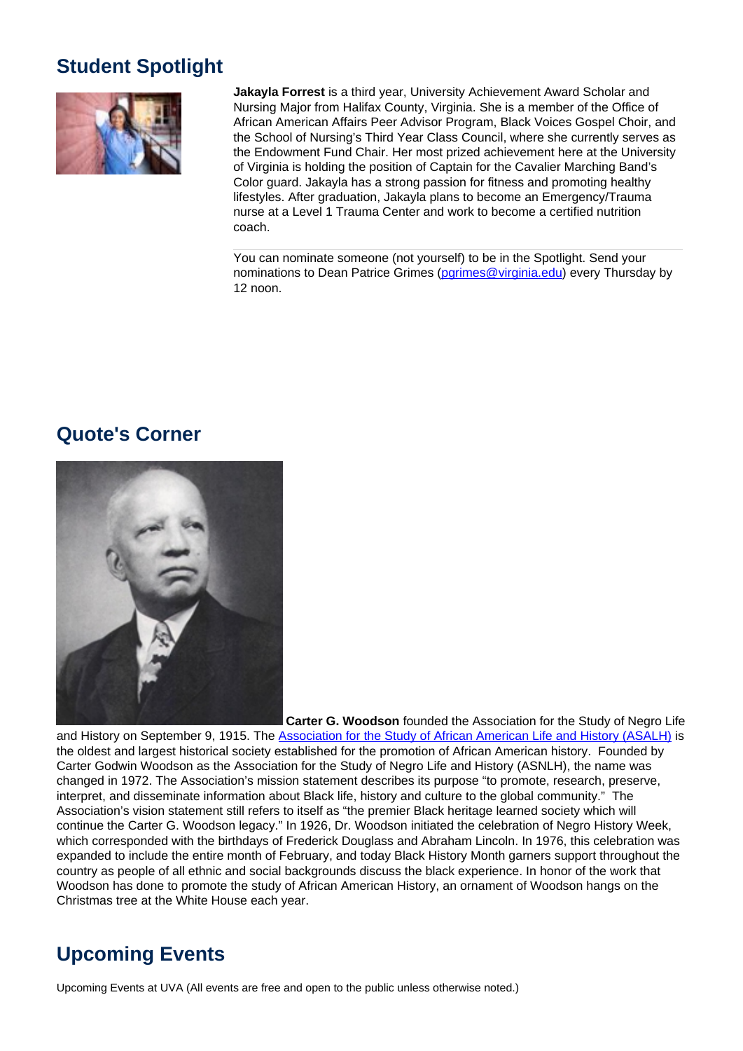## Student Spotlight

**Jakayla Forrest** is a third year, University Achievement Award Scholar and Nursing Major from Halifax County, Virginia. She is a member of the Office of African American Affairs Peer Advisor Program, Black Voices Gospel Choir, and the School of Nursing's Third Year Class Council, where she currently serves as the Endowment Fund Chair. Her most prized achievement here at the University of Virginia is holding the position of Captain for the Cavalier Marching Band's Color guard. Jakayla has a strong passion for fitness and promoting healthy lifestyles. After graduation, Jakayla plans to become an Emergency/Trauma nurse at a Level 1 Trauma Center and work to become a certified nutrition coach.

---

You can nominate someone (not yourself) to be in the Spotlight. Send your nominations to Dean Patrice Grimes (pgrimes@virginia.edu) every Thursday by 12 noon.

## Quote's Corner

**Carter G. Woodson** founded the Association for the Study of Negro Life and History on September 9, 1915. The Association for the Study of African American Life and History (ASALH) is the oldest and largest historical society established for the promotion of African American history. Founded by Carter Godwin Woodson as the Association for the Study of Negro Life and History (ASNLH), the name was changed in 1972. The Association's mission statement describes its purpose "to promote, research, preserve, interpret, and disseminate information about Black life, history and culture to the global community." The Association's vision statement still refers to itself as "the premier Black heritage learned society which will continue the Carter G. Woodson legacy." In 1926, Dr. Woodson initiated the celebration of Negro History Week, which corresponded with the birthdays of Frederick Douglass and Abraham Lincoln. In 1976, this celebration was expanded to include the entire month of February, and today Black History Month garners support throughout the country as people of all ethnic and social backgrounds discuss the black experience. In honor of the work that Woodson has done to promote the study of African American History, an ornament of Woodson hangs on the Christmas tree at the White House each year.

## Upcoming Events

Upcoming Events at UVA (All events are free and open to the public unless otherwise noted.)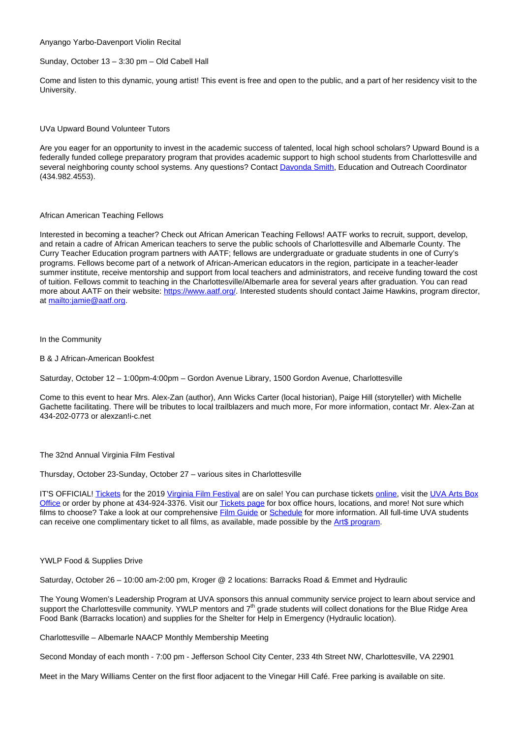Anyango Yarbo-Davenport Violin Recital

Sunday, October 13 – 3:30 pm – Old Cabell Hall

Come and listen to this dynamic, young artist! This event is free and open to the public, and a part of her residency visit to the University.

UVa Upward Bound Volunteer Tutors

Are you eager for an opportunity to invest in the academic success of talented, local high school scholars? Upward Bound is a federally funded college preparatory program that provides academic support to high school students from Charlottesville and several neighboring county school systems. Any questions? Contact Davonda Smith, Education and Outreach Coordinator (434.982.4553).

African American Teaching Fellows

Interested in becoming a teacher? Check out African American Teaching Fellows! AATF works to recruit, support, develop, and retain a cadre of African American teachers to serve the public schools of Charlottesville and Albemarle County. The Curry Teacher Education program partners with AATF; fellows are undergraduate or graduate students in one of Curry's programs. Fellows become part of a network of African-American educators in the region, participate in a teacher-leader summer institute, receive mentorship and support from local teachers and administrators, and receive funding toward the cost of tuition. Fellows commit to teaching in the Charlottesville/Albemarle area for several years after graduation. You can read more about AATF on their website: https://www.aatf.org/. Interested students should contact Jaime Hawkins, program director, at mailto:jamie@aatf.org.

In the Community

B & J African-American Bookfest

Saturday, October 12 – 1:00pm-4:00pm – Gordon Avenue Library, 1500 Gordon Avenue, Charlottesville

Come to this event to hear Mrs. Alex-Zan (author), Ann Wicks Carter (local historian), Paige Hill (storyteller) with Michelle Gachette facilitating. There will be tributes to local trailblazers and much more, For more information, contact Mr. Alex-Zan at 434-202-0773 or alexzan!i-c.net

The 32nd Annual Virginia Film Festival

Thursday, October 23-Sunday, October 27 – various sites in Charlottesville

IT'S OFFICIAL! Tickets for the 2019 Virginia Film Festival are on sale! You can purchase tickets online, visit the UVA Arts Box Office or order by phone at 434-924-3376. Visit our Tickets page for box office hours, locations, and more! Not sure which films to choose? Take a look at our comprehensive Film Guide or Schedule for more information. All full-time UVA students can receive one complimentary ticket to all films, as available, made possible by the Art$ program.

YWLP Food & Supplies Drive

Saturday, October 26 – 10:00 am-2:00 pm, Kroger @ 2 locations: Barracks Road & Emmet and Hydraulic

The Young Women's Leadership Program at UVA sponsors this annual community service project to learn about service and support the Charlottesville community. YWLP mentors and 7th grade students will collect donations for the Blue Ridge Area Food Bank (Barracks location) and supplies for the Shelter for Help in Emergency (Hydraulic location).

Charlottesville – Albemarle NAACP Monthly Membership Meeting

Second Monday of each month - 7:00 pm - Jefferson School City Center, 233 4th Street NW, Charlottesville, VA 22901

Meet in the Mary Williams Center on the first floor adjacent to the Vinegar Hill Café. Free parking is available on site.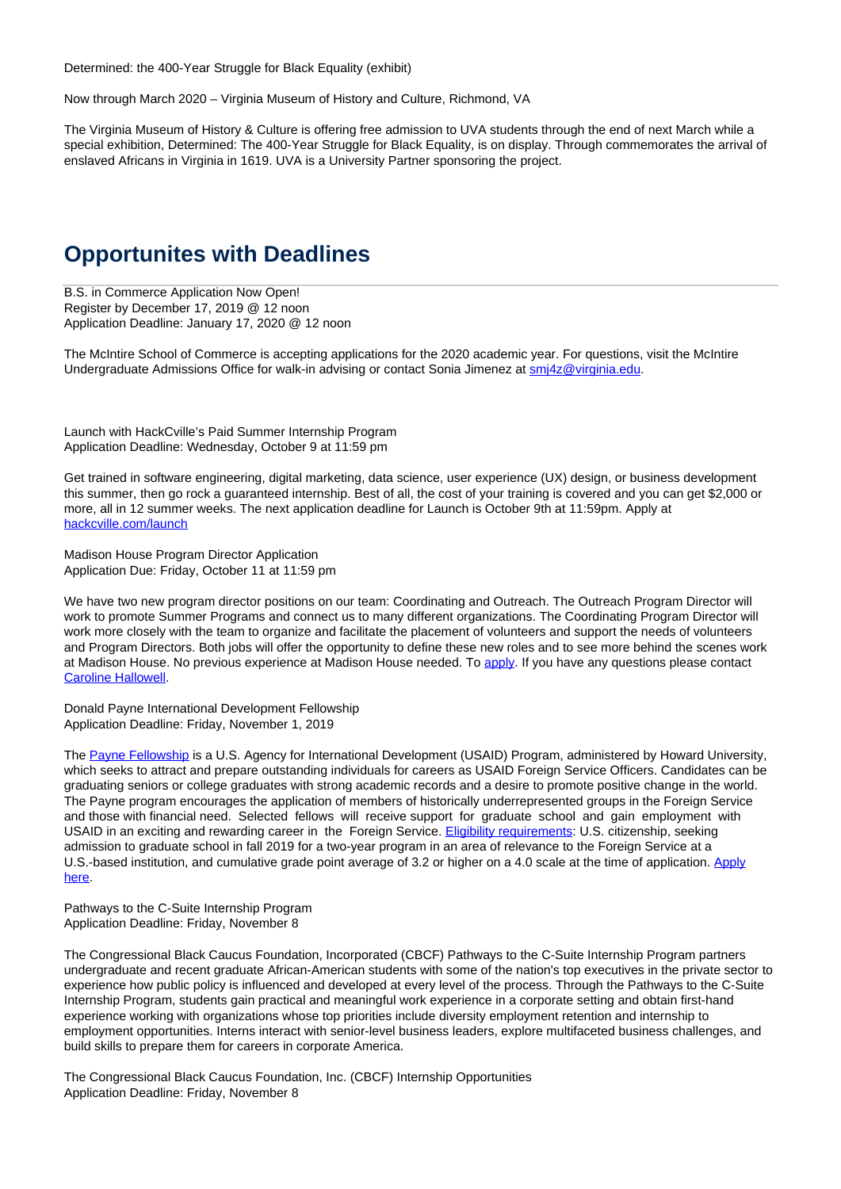Determined: the 400-Year Struggle for Black Equality (exhibit)

Now through March 2020 – Virginia Museum of History and Culture, Richmond, VA

The Virginia Museum of History & Culture is offering free admission to UVA students through the end of next March while a special exhibition, Determined: The 400-Year Struggle for Black Equality, is on display. Through commemorates the arrival of enslaved Africans in Virginia in 1619. UVA is a University Partner sponsoring the project.

## Opportunites with Deadlines

B.S. in Commerce Application Now Open!
Register by December 17, 2019 @ 12 noon
Application Deadline: January 17, 2020 @ 12 noon

The McIntire School of Commerce is accepting applications for the 2020 academic year. For questions, visit the McIntire Undergraduate Admissions Office for walk-in advising or contact Sonia Jimenez at [smj4z@virginia.edu](mailto:smj4z@virginia.edu).

Launch with HackCville's Paid Summer Internship Program
Application Deadline: Wednesday, October 9 at 11:59 pm

Get trained in software engineering, digital marketing, data science, user experience (UX) design, or business development this summer, then go rock a guaranteed internship. Best of all, the cost of your training is covered and you can get $2,000 or more, all in 12 summer weeks. The next application deadline for Launch is October 9th at 11:59pm. Apply at [hackcville.com/launch](hackcville.com/launch)

Madison House Program Director Application
Application Due: Friday, October 11 at 11:59 pm

We have two new program director positions on our team: Coordinating and Outreach. The Outreach Program Director will work to promote Summer Programs and connect us to many different organizations. The Coordinating Program Director will work more closely with the team to organize and facilitate the placement of volunteers and support the needs of volunteers and Program Directors. Both jobs will offer the opportunity to define these new roles and to see more behind the scenes work at Madison House. No previous experience at Madison House needed. To apply. If you have any questions please contact Caroline Hallowell.

Donald Payne International Development Fellowship
Application Deadline: Friday, November 1, 2019

The Payne Fellowship is a U.S. Agency for International Development (USAID) Program, administered by Howard University, which seeks to attract and prepare outstanding individuals for careers as USAID Foreign Service Officers. Candidates can be graduating seniors or college graduates with strong academic records and a desire to promote positive change in the world. The Payne program encourages the application of members of historically underrepresented groups in the Foreign Service and those with financial need. Selected fellows will receive support for graduate school and gain employment with USAID in an exciting and rewarding career in the Foreign Service. Eligibility requirements: U.S. citizenship, seeking admission to graduate school in fall 2019 for a two-year program in an area of relevance to the Foreign Service at a U.S.-based institution, and cumulative grade point average of 3.2 or higher on a 4.0 scale at the time of application. Apply here.

Pathways to the C-Suite Internship Program
Application Deadline: Friday, November 8

The Congressional Black Caucus Foundation, Incorporated (CBCF) Pathways to the C-Suite Internship Program partners undergraduate and recent graduate African-American students with some of the nation's top executives in the private sector to experience how public policy is influenced and developed at every level of the process. Through the Pathways to the C-Suite Internship Program, students gain practical and meaningful work experience in a corporate setting and obtain first-hand experience working with organizations whose top priorities include diversity employment retention and internship to employment opportunities. Interns interact with senior-level business leaders, explore multifaceted business challenges, and build skills to prepare them for careers in corporate America.

The Congressional Black Caucus Foundation, Inc. (CBCF) Internship Opportunities
Application Deadline: Friday, November 8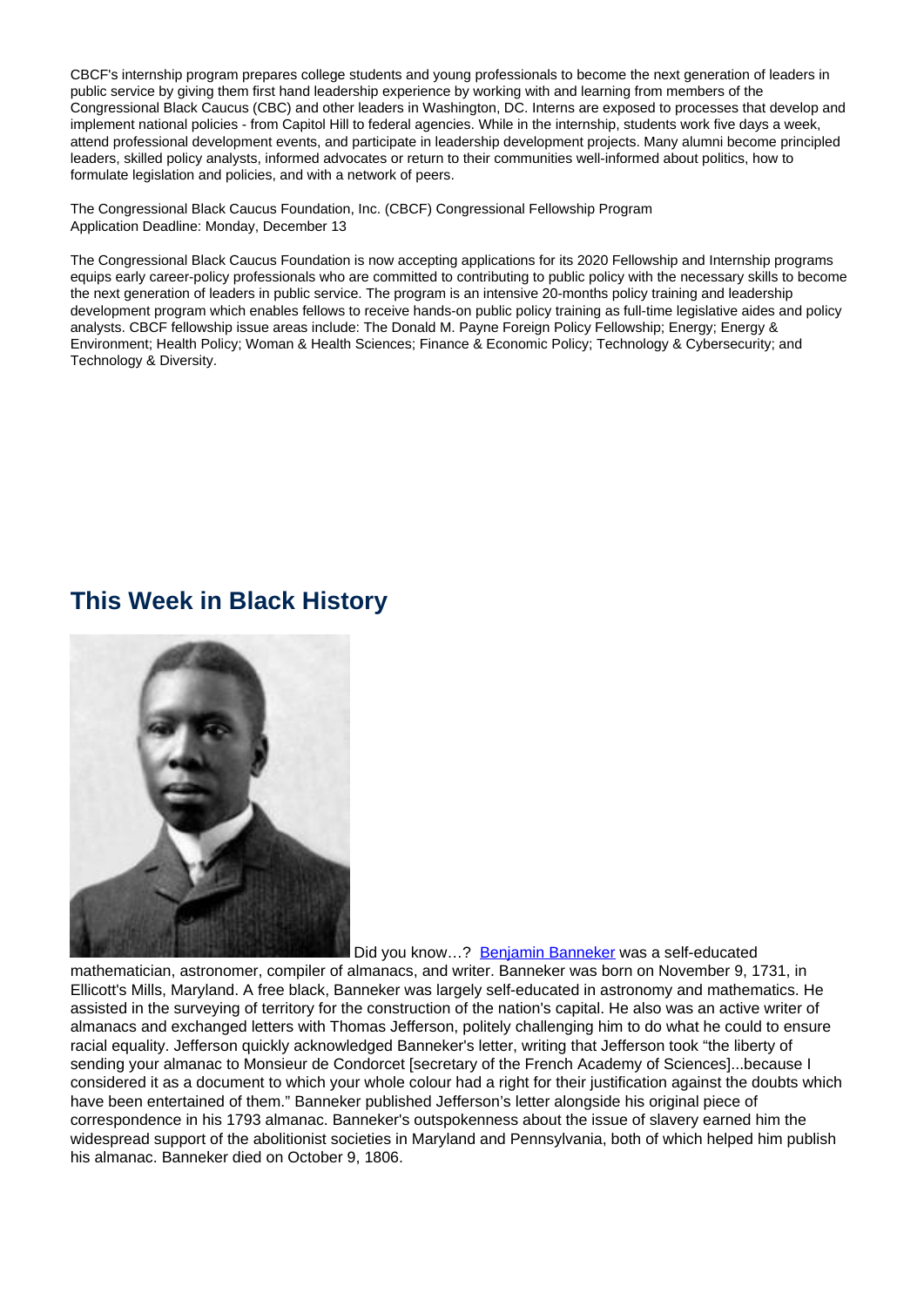CBCF's internship program prepares college students and young professionals to become the next generation of leaders in public service by giving them first hand leadership experience by working with and learning from members of the Congressional Black Caucus (CBC) and other leaders in Washington, DC. Interns are exposed to processes that develop and implement national policies - from Capitol Hill to federal agencies. While in the internship, students work five days a week, attend professional development events, and participate in leadership development projects. Many alumni become principled leaders, skilled policy analysts, informed advocates or return to their communities well-informed about politics, how to formulate legislation and policies, and with a network of peers.

The Congressional Black Caucus Foundation, Inc. (CBCF) Congressional Fellowship Program
Application Deadline: Monday, December 13

The Congressional Black Caucus Foundation is now accepting applications for its 2020 Fellowship and Internship programs equips early career-policy professionals who are committed to contributing to public policy with the necessary skills to become the next generation of leaders in public service. The program is an intensive 20-months policy training and leadership development program which enables fellows to receive hands-on public policy training as full-time legislative aides and policy analysts. CBCF fellowship issue areas include: The Donald M. Payne Foreign Policy Fellowship; Energy; Energy & Environment; Health Policy; Woman & Health Sciences; Finance & Economic Policy; Technology & Cybersecurity; and Technology & Diversity.

## This Week in Black History

Did you know…? Benjamin Banneker was a self-educated mathematician, astronomer, compiler of almanacs, and writer. Banneker was born on November 9, 1731, in Ellicott's Mills, Maryland. A free black, Banneker was largely self-educated in astronomy and mathematics. He assisted in the surveying of territory for the construction of the nation's capital. He also was an active writer of almanacs and exchanged letters with Thomas Jefferson, politely challenging him to do what he could to ensure racial equality. Jefferson quickly acknowledged Banneker's letter, writing that Jefferson took "the liberty of sending your almanac to Monsieur de Condorcet [secretary of the French Academy of Sciences]...because I considered it as a document to which your whole colour had a right for their justification against the doubts which have been entertained of them." Banneker published Jefferson's letter alongside his original piece of correspondence in his 1793 almanac. Banneker's outspokenness about the issue of slavery earned him the widespread support of the abolitionist societies in Maryland and Pennsylvania, both of which helped him publish his almanac. Banneker died on October 9, 1806.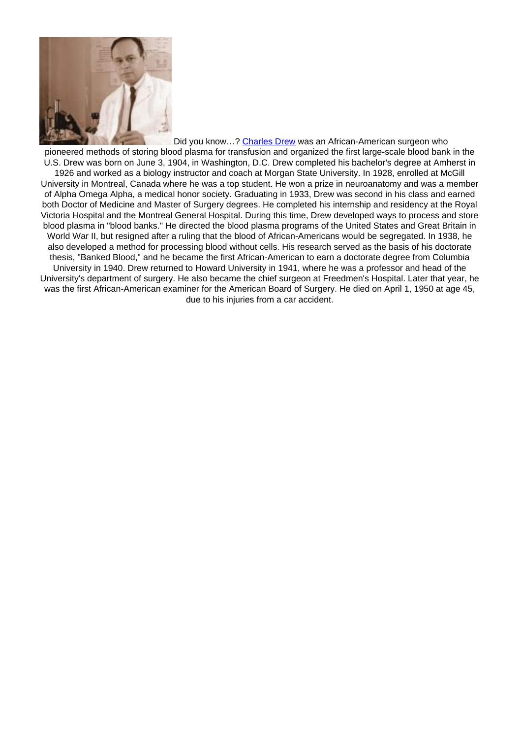Did you know…? [Charles Drew]() was an African-American surgeon who pioneered methods of storing blood plasma for transfusion and organized the first large-scale blood bank in the U.S. Drew was born on June 3, 1904, in Washington, D.C. Drew completed his bachelor's degree at Amherst in 1926 and worked as a biology instructor and coach at Morgan State University. In 1928, enrolled at McGill University in Montreal, Canada where he was a top student. He won a prize in neuroanatomy and was a member of Alpha Omega Alpha, a medical honor society. Graduating in 1933, Drew was second in his class and earned both Doctor of Medicine and Master of Surgery degrees. He completed his internship and residency at the Royal Victoria Hospital and the Montreal General Hospital. During this time, Drew developed ways to process and store blood plasma in "blood banks." He directed the blood plasma programs of the United States and Great Britain in World War II, but resigned after a ruling that the blood of African-Americans would be segregated. In 1938, he also developed a method for processing blood without cells. His research served as the basis of his doctorate thesis, "Banked Blood," and he became the first African-American to earn a doctorate degree from Columbia University in 1940. Drew returned to Howard University in 1941, where he was a professor and head of the University's department of surgery. He also became the chief surgeon at Freedmen's Hospital. Later that year, he was the first African-American examiner for the American Board of Surgery. He died on April 1, 1950 at age 45, due to his injuries from a car accident.